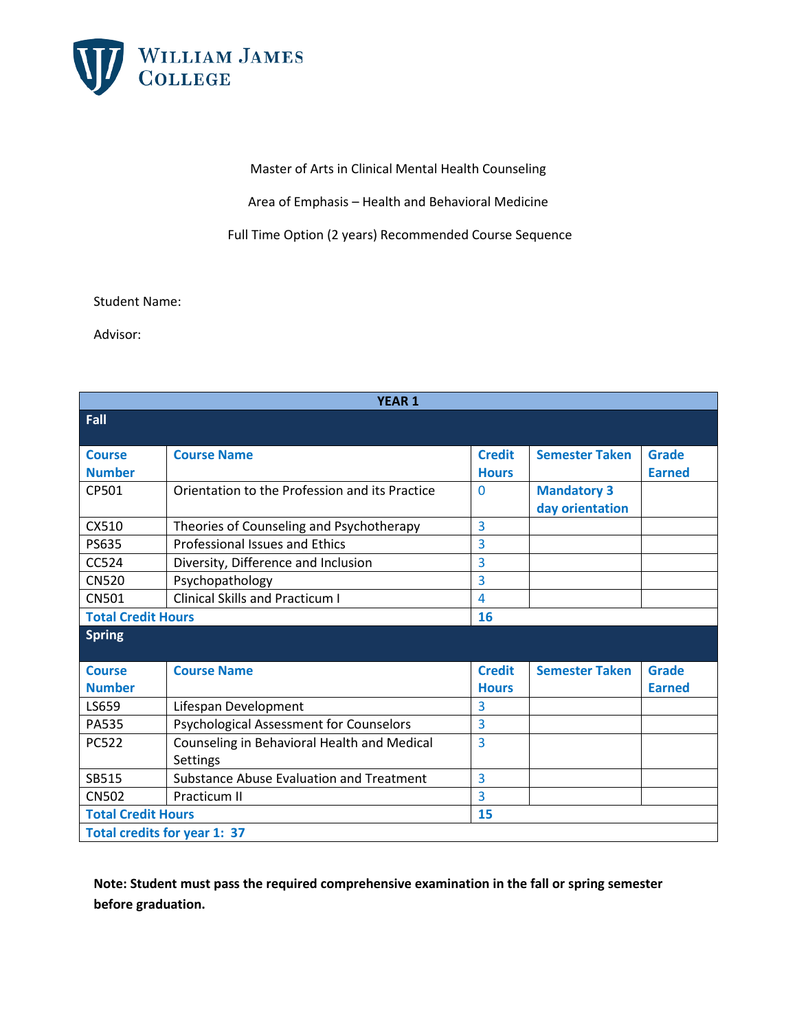William James College

Master of Arts in Clinical Mental Health Counseling

Area of Emphasis – Health and Behavioral Medicine

Full Time Option (2 years) Recommended Course Sequence

Student Name:

Advisor:

| YEAR 1 | | | | |
|---|---|---|---|---|
| **Fall** | | | | |
| **Course Number** | **Course Name** | **Credit Hours** | **Semester Taken** | **Grade Earned** |
| CP501 | Orientation to the Profession and its Practice | 0 | **Mandatory 3 day orientation** | |
| CX510 | Theories of Counseling and Psychotherapy | 3 | | |
| PS635 | Professional Issues and Ethics | 3 | | |
| CC524 | Diversity, Difference and Inclusion | 3 | | |
| CN520 | Psychopathology | 3 | | |
| CN501 | Clinical Skills and Practicum I | 4 | | |
| **Total Credit Hours** | | **16** | | |
| **Spring** | | | | |
| **Course Number** | **Course Name** | **Credit Hours** | **Semester Taken** | **Grade Earned** |
| LS659 | Lifespan Development | 3 | | |
| PA535 | Psychological Assessment for Counselors | 3 | | |
| PC522 | Counseling in Behavioral Health and Medical Settings | 3 | | |
| SB515 | Substance Abuse Evaluation and Treatment | 3 | | |
| CN502 | Practicum II | 3 | | |
| **Total Credit Hours** | | **15** | | |
| **Total credits for year 1: 37** | | | | |

**Note: Student must pass the required comprehensive examination in the fall or spring semester before graduation.**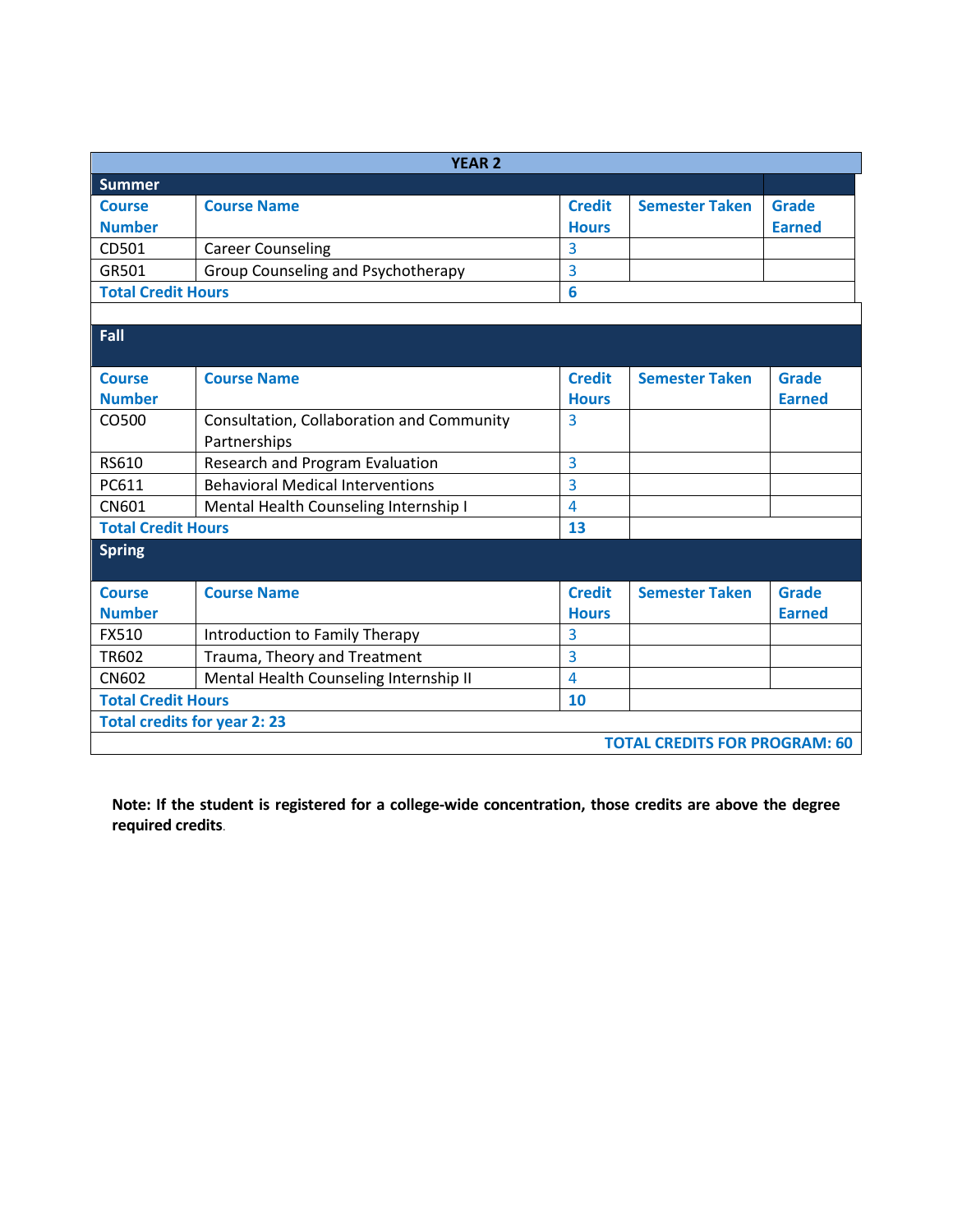| YEAR 2 | | | | |
|---|---|---|---|---|
| **Summer** | | | | |
| **Course Number** | **Course Name** | **Credit Hours** | **Semester Taken** | **Grade Earned** |
| CD501 | Career Counseling | 3 | | |
| GR501 | Group Counseling and Psychotherapy | 3 | | |
| **Total Credit Hours** | | **6** | | |
| | | | | |
| **Fall** | | | | |
| **Course Number** | **Course Name** | **Credit Hours** | **Semester Taken** | **Grade Earned** |
| CO500 | Consultation, Collaboration and Community Partnerships | 3 | | |
| RS610 | Research and Program Evaluation | 3 | | |
| PC611 | Behavioral Medical Interventions | 3 | | |
| CN601 | Mental Health Counseling Internship I | 4 | | |
| **Total Credit Hours** | | **13** | | |
| **Spring** | | | | |
| **Course Number** | **Course Name** | **Credit Hours** | **Semester Taken** | **Grade Earned** |
| FX510 | Introduction to Family Therapy | 3 | | |
| TR602 | Trauma, Theory and Treatment | 3 | | |
| CN602 | Mental Health Counseling Internship II | 4 | | |
| **Total Credit Hours** | | **10** | | |
| **Total credits for year 2: 23** | | | | |
| | | | | **TOTAL CREDITS FOR PROGRAM: 60** |

**Note: If the student is registered for a college-wide concentration, those credits are above the degree required credits**.